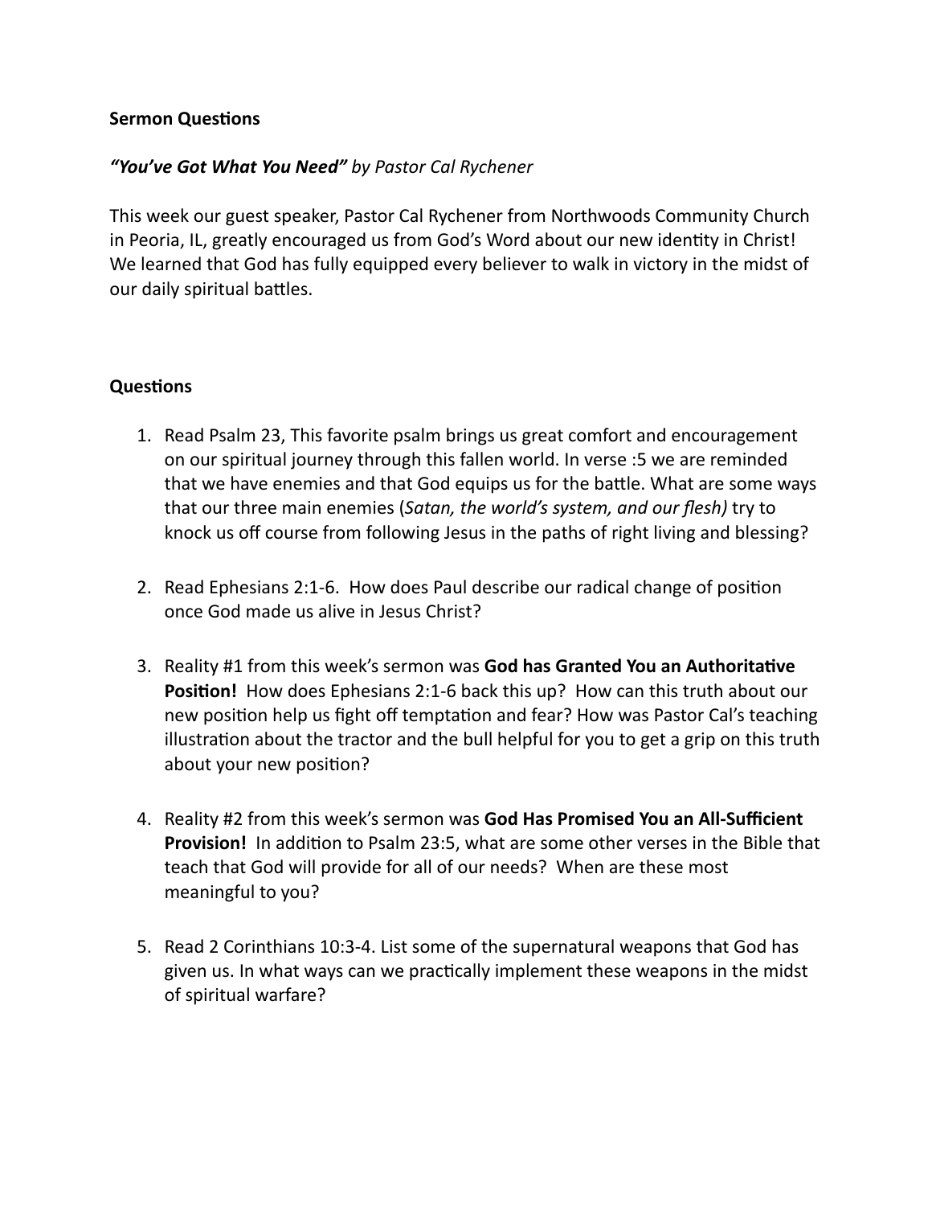**Sermon Questions**

***"You've Got What You Need"*** *by Pastor Cal Rychener*

This week our guest speaker, Pastor Cal Rychener from Northwoods Community Church in Peoria, IL, greatly encouraged us from God's Word about our new identity in Christ! We learned that God has fully equipped every believer to walk in victory in the midst of our daily spiritual battles.

**Questions**

1. Read Psalm 23, This favorite psalm brings us great comfort and encouragement on our spiritual journey through this fallen world. In verse :5 we are reminded that we have enemies and that God equips us for the battle. What are some ways that our three main enemies (*Satan, the world's system, and our flesh)* try to knock us off course from following Jesus in the paths of right living and blessing?

2. Read Ephesians 2:1-6. How does Paul describe our radical change of position once God made us alive in Jesus Christ?

3. Reality #1 from this week's sermon was **God has Granted You an Authoritative Position!** How does Ephesians 2:1-6 back this up? How can this truth about our new position help us fight off temptation and fear? How was Pastor Cal's teaching illustration about the tractor and the bull helpful for you to get a grip on this truth about your new position?

4. Reality #2 from this week's sermon was **God Has Promised You an All-Sufficient Provision!** In addition to Psalm 23:5, what are some other verses in the Bible that teach that God will provide for all of our needs? When are these most meaningful to you?

5. Read 2 Corinthians 10:3-4. List some of the supernatural weapons that God has given us. In what ways can we practically implement these weapons in the midst of spiritual warfare?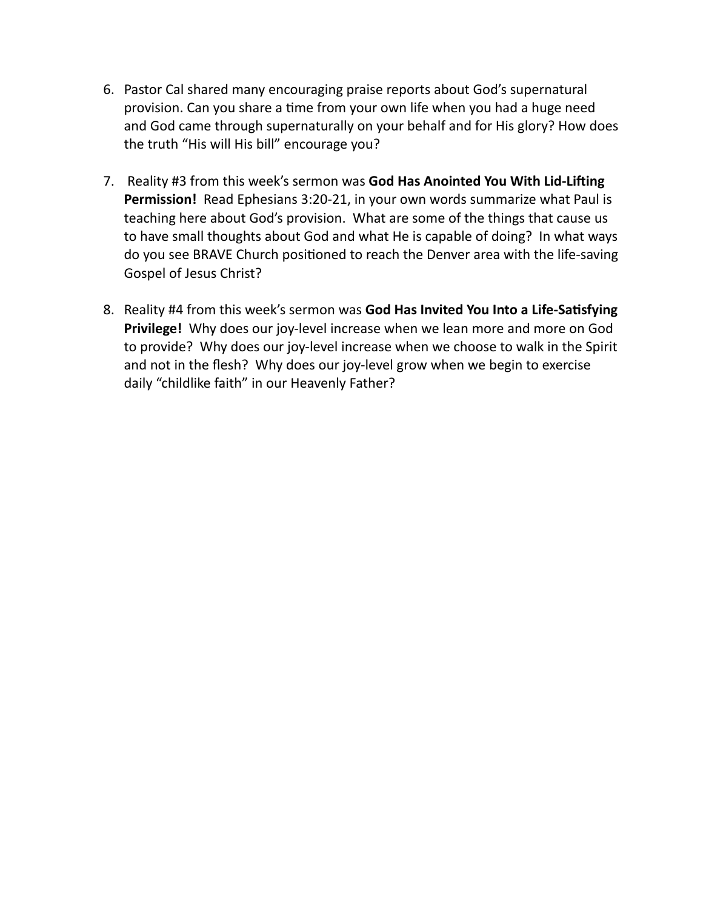6. Pastor Cal shared many encouraging praise reports about God's supernatural provision. Can you share a time from your own life when you had a huge need and God came through supernaturally on your behalf and for His glory? How does the truth "His will His bill" encourage you?

7. Reality #3 from this week's sermon was **God Has Anointed You With Lid-Lifting Permission!** Read Ephesians 3:20-21, in your own words summarize what Paul is teaching here about God's provision. What are some of the things that cause us to have small thoughts about God and what He is capable of doing? In what ways do you see BRAVE Church positioned to reach the Denver area with the life-saving Gospel of Jesus Christ?

8. Reality #4 from this week's sermon was **God Has Invited You Into a Life-Satisfying Privilege!** Why does our joy-level increase when we lean more and more on God to provide? Why does our joy-level increase when we choose to walk in the Spirit and not in the flesh? Why does our joy-level grow when we begin to exercise daily "childlike faith" in our Heavenly Father?